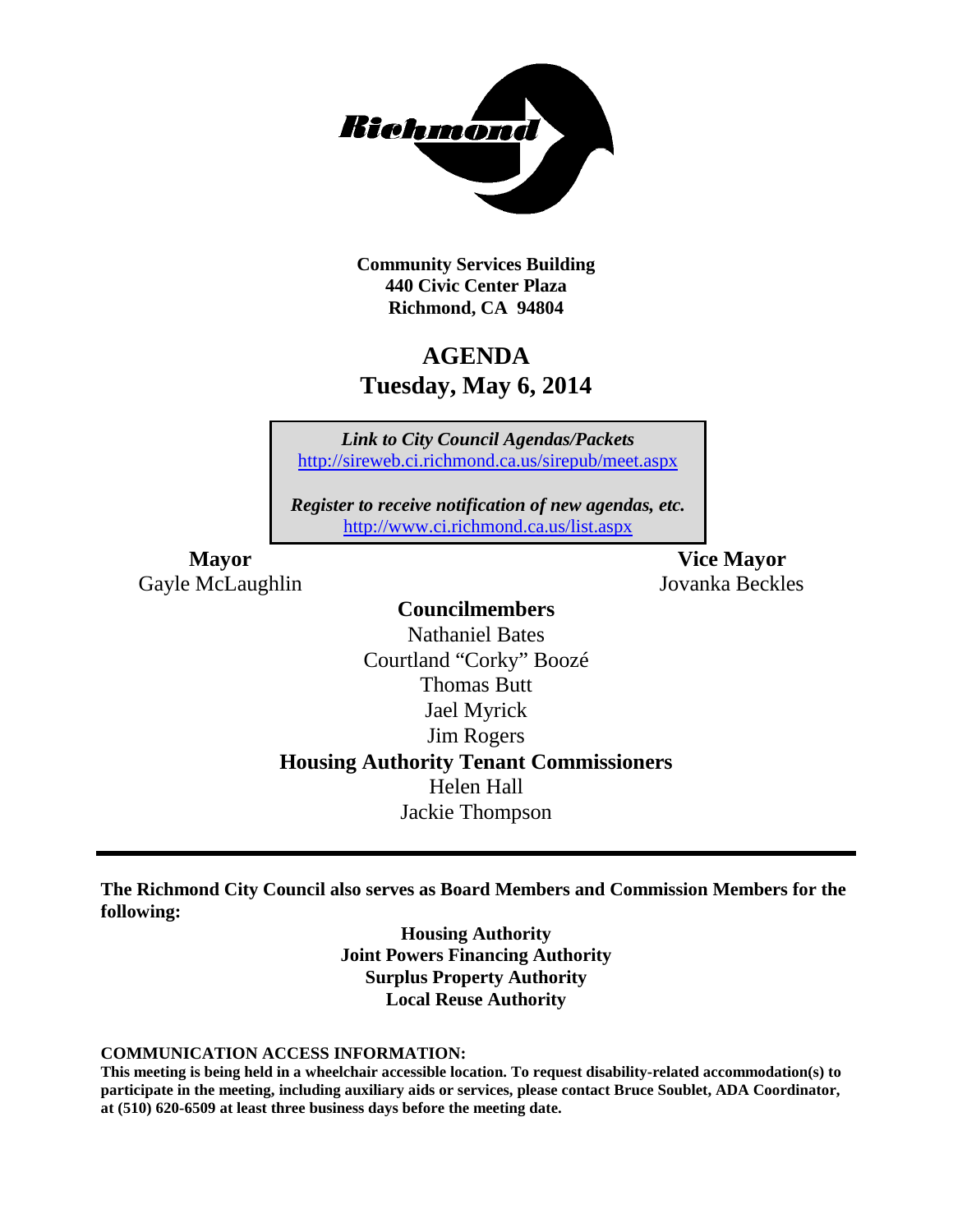Community Services Building
440 Civic Center Plaza
Richmond, CA 94804

# AGENDA
## Tuesday, May 6, 2014

*Link to City Council Agendas/Packets*
http://sireweb.ci.richmond.ca.us/sirepub/meet.aspx

*Register to receive notification of new agendas, etc.*
http://www.ci.richmond.ca.us/list.aspx

**Mayor**
Gayle McLaughlin

**Vice Mayor**
Jovanka Beckles

**Councilmembers**
Nathaniel Bates
Courtland "Corky" Boozé
Thomas Butt
Jael Myrick
Jim Rogers

**Housing Authority Tenant Commissioners**
Helen Hall
Jackie Thompson

---

**The Richmond City Council also serves as Board Members and Commission Members for the following:**

**Housing Authority**
**Joint Powers Financing Authority**
**Surplus Property Authority**
**Local Reuse Authority**

**COMMUNICATION ACCESS INFORMATION:**
**This meeting is being held in a wheelchair accessible location. To request disability-related accommodation(s) to participate in the meeting, including auxiliary aids or services, please contact Bruce Soublet, ADA Coordinator, at (510) 620-6509 at least three business days before the meeting date.**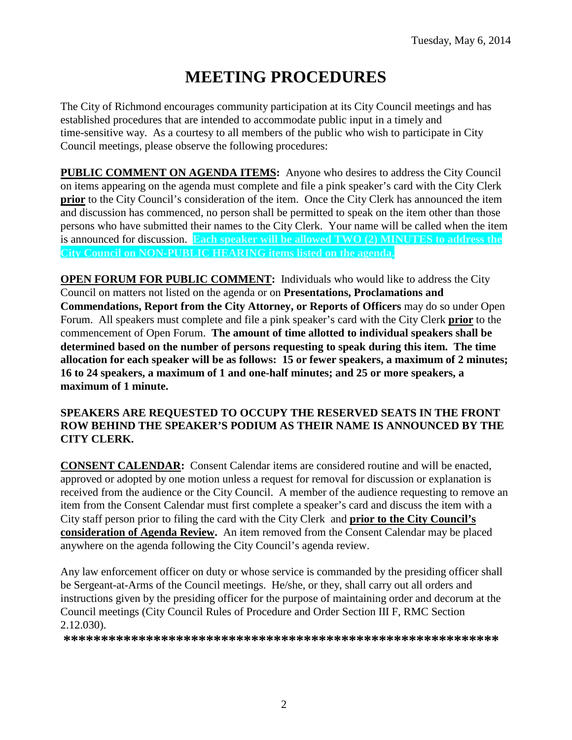Tuesday, May 6, 2014

# MEETING PROCEDURES

The City of Richmond encourages community participation at its City Council meetings and has established procedures that are intended to accommodate public input in a timely and time-sensitive way. As a courtesy to all members of the public who wish to participate in City Council meetings, please observe the following procedures:

**PUBLIC COMMENT ON AGENDA ITEMS:** Anyone who desires to address the City Council on items appearing on the agenda must complete and file a pink speaker's card with the City Clerk **prior** to the City Council's consideration of the item. Once the City Clerk has announced the item and discussion has commenced, no person shall be permitted to speak on the item other than those persons who have submitted their names to the City Clerk. Your name will be called when the item is announced for discussion. **Each speaker will be allowed TWO (2) MINUTES to address the City Council on NON-PUBLIC HEARING items listed on the agenda.**

**OPEN FORUM FOR PUBLIC COMMENT:** Individuals who would like to address the City Council on matters not listed on the agenda or on **Presentations, Proclamations and Commendations, Report from the City Attorney, or Reports of Officers** may do so under Open Forum. All speakers must complete and file a pink speaker's card with the City Clerk **prior** to the commencement of Open Forum. **The amount of time allotted to individual speakers shall be determined based on the number of persons requesting to speak during this item. The time allocation for each speaker will be as follows: 15 or fewer speakers, a maximum of 2 minutes; 16 to 24 speakers, a maximum of 1 and one-half minutes; and 25 or more speakers, a maximum of 1 minute.**

**SPEAKERS ARE REQUESTED TO OCCUPY THE RESERVED SEATS IN THE FRONT ROW BEHIND THE SPEAKER'S PODIUM AS THEIR NAME IS ANNOUNCED BY THE CITY CLERK.**

**CONSENT CALENDAR:** Consent Calendar items are considered routine and will be enacted, approved or adopted by one motion unless a request for removal for discussion or explanation is received from the audience or the City Council. A member of the audience requesting to remove an item from the Consent Calendar must first complete a speaker's card and discuss the item with a City staff person prior to filing the card with the City Clerk and **prior to the City Council's consideration of Agenda Review.** An item removed from the Consent Calendar may be placed anywhere on the agenda following the City Council's agenda review.

Any law enforcement officer on duty or whose service is commanded by the presiding officer shall be Sergeant-at-Arms of the Council meetings. He/she, or they, shall carry out all orders and instructions given by the presiding officer for the purpose of maintaining order and decorum at the Council meetings (City Council Rules of Procedure and Order Section III F, RMC Section 2.12.030).

**\*\*\*\*\*\*\*\*\*\*\*\*\*\*\*\*\*\*\*\*\*\*\*\*\*\*\*\*\*\*\*\*\*\*\*\*\*\*\*\*\*\*\*\*\*\*\*\*\*\*\*\*\*\*\*\*\*\***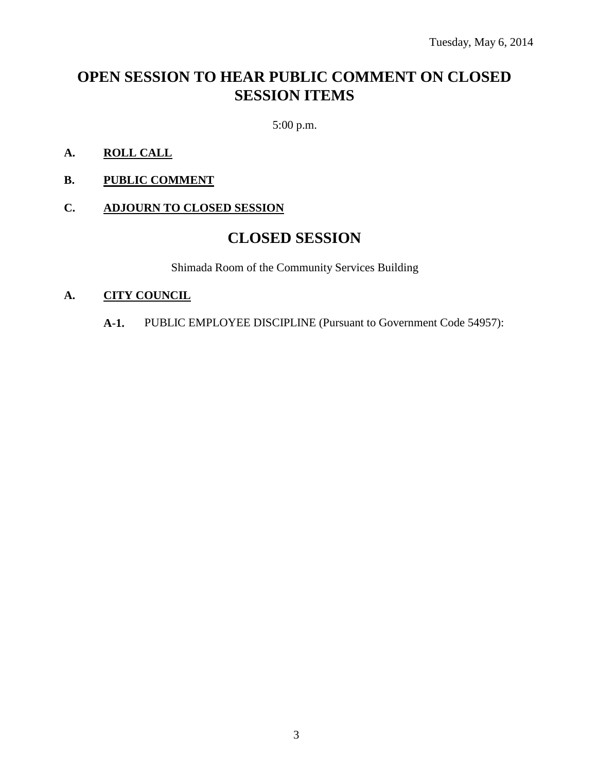Tuesday, May 6, 2014

# OPEN SESSION TO HEAR PUBLIC COMMENT ON CLOSED SESSION ITEMS

5:00 p.m.

**A. <u>ROLL CALL</u>**

**B. <u>PUBLIC COMMENT</u>**

**C. <u>ADJOURN TO CLOSED SESSION</u>**

# CLOSED SESSION

Shimada Room of the Community Services Building

**A. <u>CITY COUNCIL</u>**

**A-1.** PUBLIC EMPLOYEE DISCIPLINE (Pursuant to Government Code 54957):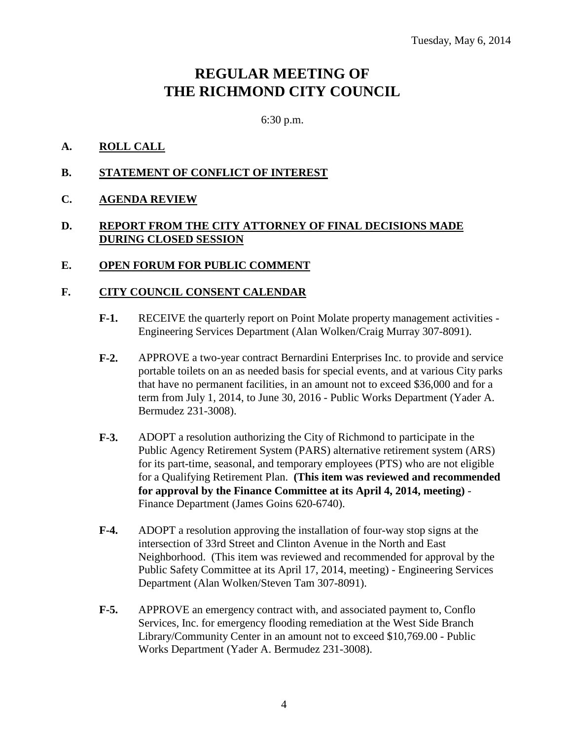Tuesday, May 6, 2014

# REGULAR MEETING OF THE RICHMOND CITY COUNCIL

6:30 p.m.

## A. ROLL CALL

## B. STATEMENT OF CONFLICT OF INTEREST

## C. AGENDA REVIEW

## D. REPORT FROM THE CITY ATTORNEY OF FINAL DECISIONS MADE DURING CLOSED SESSION

## E. OPEN FORUM FOR PUBLIC COMMENT

## F. CITY COUNCIL CONSENT CALENDAR

**F-1.** RECEIVE the quarterly report on Point Molate property management activities - Engineering Services Department (Alan Wolken/Craig Murray 307-8091).

**F-2.** APPROVE a two-year contract Bernardini Enterprises Inc. to provide and service portable toilets on an as needed basis for special events, and at various City parks that have no permanent facilities, in an amount not to exceed $36,000 and for a term from July 1, 2014, to June 30, 2016 - Public Works Department (Yader A. Bermudez 231-3008).

**F-3.** ADOPT a resolution authorizing the City of Richmond to participate in the Public Agency Retirement System (PARS) alternative retirement system (ARS) for its part-time, seasonal, and temporary employees (PTS) who are not eligible for a Qualifying Retirement Plan. **(This item was reviewed and recommended for approval by the Finance Committee at its April 4, 2014, meeting)** - Finance Department (James Goins 620-6740).

**F-4.** ADOPT a resolution approving the installation of four-way stop signs at the intersection of 33rd Street and Clinton Avenue in the North and East Neighborhood. (This item was reviewed and recommended for approval by the Public Safety Committee at its April 17, 2014, meeting) - Engineering Services Department (Alan Wolken/Steven Tam 307-8091).

**F-5.** APPROVE an emergency contract with, and associated payment to, Conflo Services, Inc. for emergency flooding remediation at the West Side Branch Library/Community Center in an amount not to exceed $10,769.00 - Public Works Department (Yader A. Bermudez 231-3008).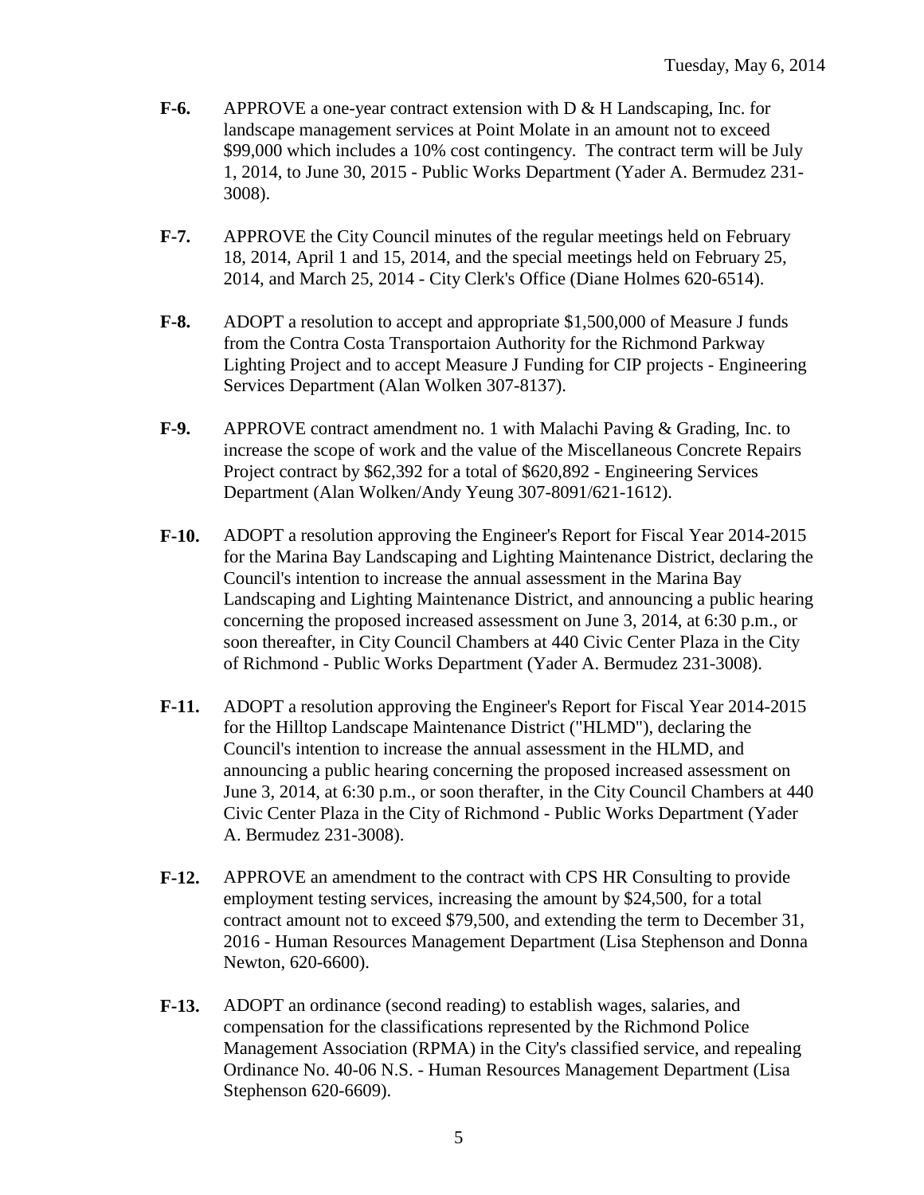**F-6.** APPROVE a one-year contract extension with D & H Landscaping, Inc. for landscape management services at Point Molate in an amount not to exceed $99,000 which includes a 10% cost contingency. The contract term will be July 1, 2014, to June 30, 2015 - Public Works Department (Yader A. Bermudez 231-3008).

**F-7.** APPROVE the City Council minutes of the regular meetings held on February 18, 2014, April 1 and 15, 2014, and the special meetings held on February 25, 2014, and March 25, 2014 - City Clerk's Office (Diane Holmes 620-6514).

**F-8.** ADOPT a resolution to accept and appropriate $1,500,000 of Measure J funds from the Contra Costa Transportaion Authority for the Richmond Parkway Lighting Project and to accept Measure J Funding for CIP projects - Engineering Services Department (Alan Wolken 307-8137).

**F-9.** APPROVE contract amendment no. 1 with Malachi Paving & Grading, Inc. to increase the scope of work and the value of the Miscellaneous Concrete Repairs Project contract by $62,392 for a total of $620,892 - Engineering Services Department (Alan Wolken/Andy Yeung 307-8091/621-1612).

**F-10.** ADOPT a resolution approving the Engineer's Report for Fiscal Year 2014-2015 for the Marina Bay Landscaping and Lighting Maintenance District, declaring the Council's intention to increase the annual assessment in the Marina Bay Landscaping and Lighting Maintenance District, and announcing a public hearing concerning the proposed increased assessment on June 3, 2014, at 6:30 p.m., or soon thereafter, in City Council Chambers at 440 Civic Center Plaza in the City of Richmond - Public Works Department (Yader A. Bermudez 231-3008).

**F-11.** ADOPT a resolution approving the Engineer's Report for Fiscal Year 2014-2015 for the Hilltop Landscape Maintenance District ("HLMD"), declaring the Council's intention to increase the annual assessment in the HLMD, and announcing a public hearing concerning the proposed increased assessment on June 3, 2014, at 6:30 p.m., or soon therafter, in the City Council Chambers at 440 Civic Center Plaza in the City of Richmond - Public Works Department (Yader A. Bermudez 231-3008).

**F-12.** APPROVE an amendment to the contract with CPS HR Consulting to provide employment testing services, increasing the amount by $24,500, for a total contract amount not to exceed $79,500, and extending the term to December 31, 2016 - Human Resources Management Department (Lisa Stephenson and Donna Newton, 620-6600).

**F-13.** ADOPT an ordinance (second reading) to establish wages, salaries, and compensation for the classifications represented by the Richmond Police Management Association (RPMA) in the City's classified service, and repealing Ordinance No. 40-06 N.S. - Human Resources Management Department (Lisa Stephenson 620-6609).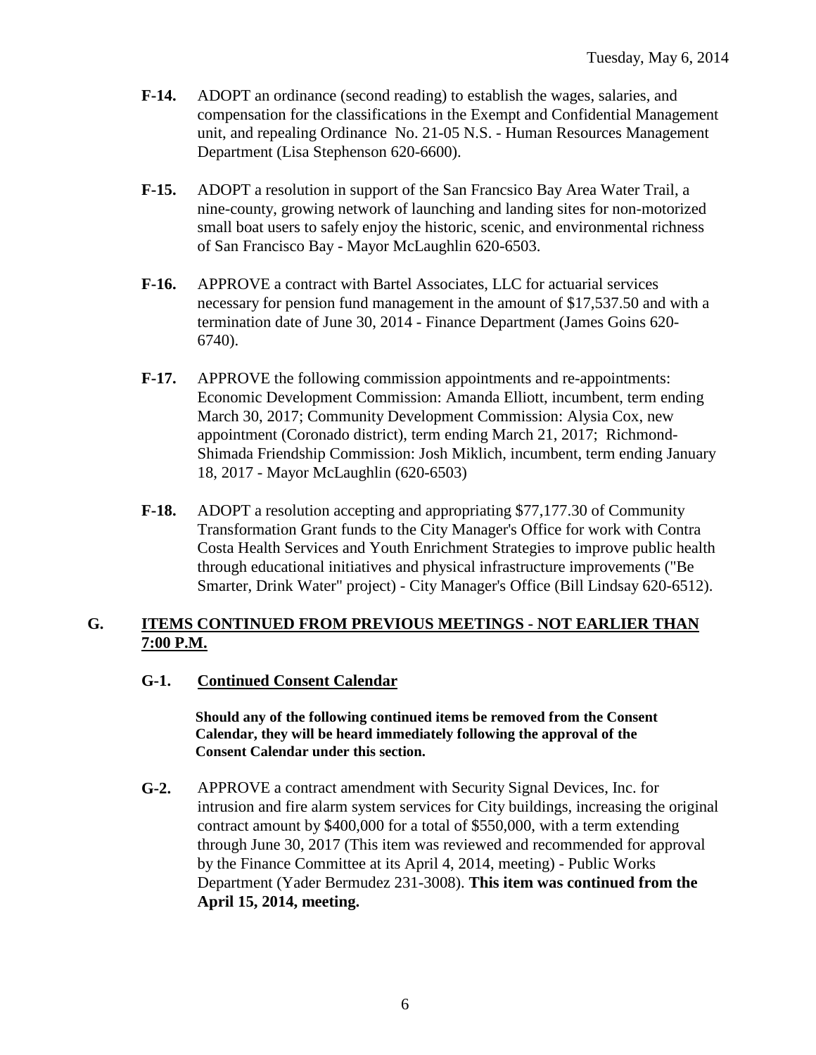**F-14.** ADOPT an ordinance (second reading) to establish the wages, salaries, and compensation for the classifications in the Exempt and Confidential Management unit, and repealing Ordinance No. 21-05 N.S. - Human Resources Management Department (Lisa Stephenson 620-6600).

**F-15.** ADOPT a resolution in support of the San Francsico Bay Area Water Trail, a nine-county, growing network of launching and landing sites for non-motorized small boat users to safely enjoy the historic, scenic, and environmental richness of San Francisco Bay - Mayor McLaughlin 620-6503.

**F-16.** APPROVE a contract with Bartel Associates, LLC for actuarial services necessary for pension fund management in the amount of $17,537.50 and with a termination date of June 30, 2014 - Finance Department (James Goins 620-6740).

**F-17.** APPROVE the following commission appointments and re-appointments: Economic Development Commission: Amanda Elliott, incumbent, term ending March 30, 2017; Community Development Commission: Alysia Cox, new appointment (Coronado district), term ending March 21, 2017; Richmond-Shimada Friendship Commission: Josh Miklich, incumbent, term ending January 18, 2017 - Mayor McLaughlin (620-6503)

**F-18.** ADOPT a resolution accepting and appropriating $77,177.30 of Community Transformation Grant funds to the City Manager's Office for work with Contra Costa Health Services and Youth Enrichment Strategies to improve public health through educational initiatives and physical infrastructure improvements ("Be Smarter, Drink Water" project) - City Manager's Office (Bill Lindsay 620-6512).

## G. ITEMS CONTINUED FROM PREVIOUS MEETINGS - NOT EARLIER THAN 7:00 P.M.

### G-1. Continued Consent Calendar

**Should any of the following continued items be removed from the Consent Calendar, they will be heard immediately following the approval of the Consent Calendar under this section.**

**G-2.** APPROVE a contract amendment with Security Signal Devices, Inc. for intrusion and fire alarm system services for City buildings, increasing the original contract amount by $400,000 for a total of $550,000, with a term extending through June 30, 2017 (This item was reviewed and recommended for approval by the Finance Committee at its April 4, 2014, meeting) - Public Works Department (Yader Bermudez 231-3008). **This item was continued from the April 15, 2014, meeting.**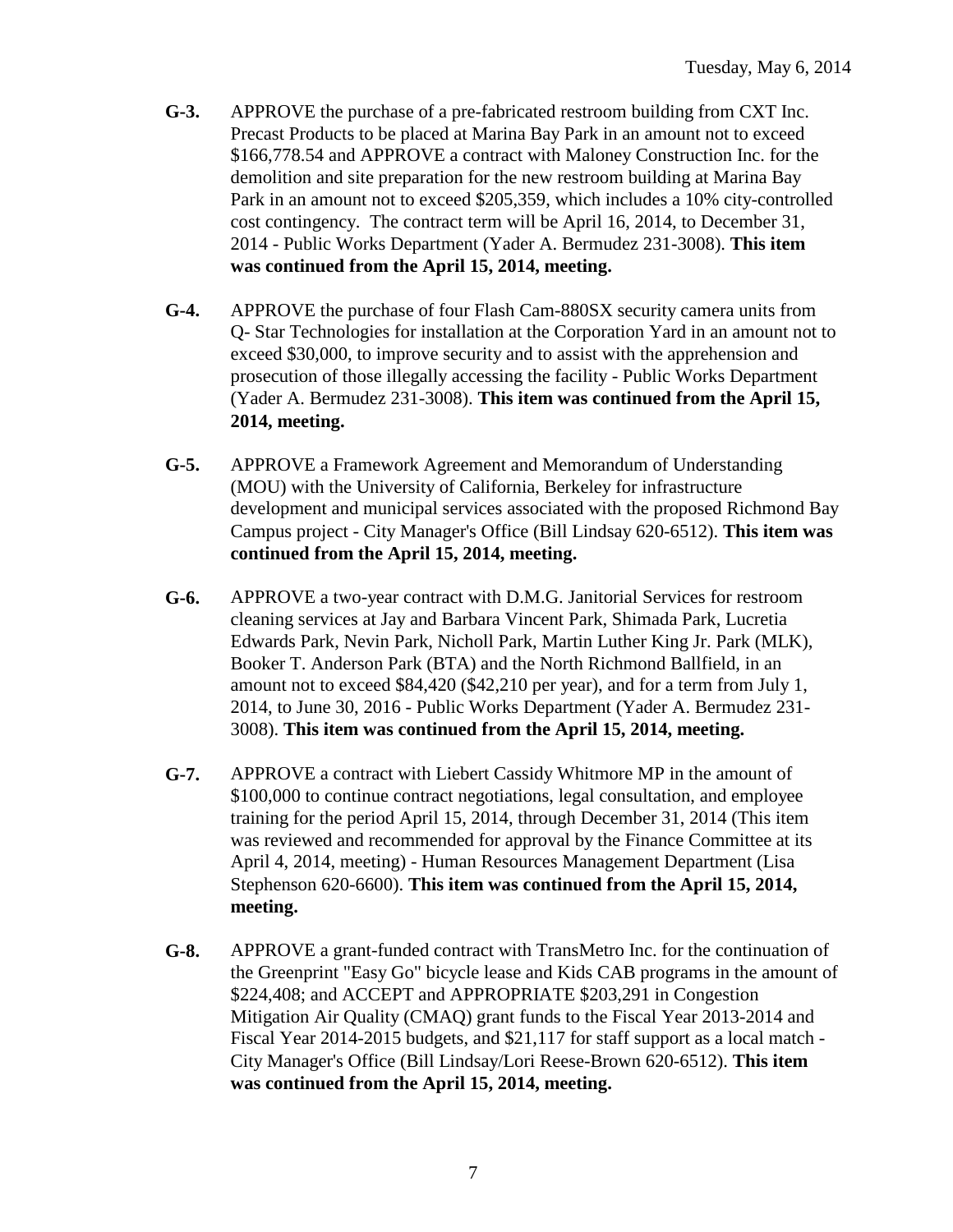**G-3.** APPROVE the purchase of a pre-fabricated restroom building from CXT Inc. Precast Products to be placed at Marina Bay Park in an amount not to exceed $166,778.54 and APPROVE a contract with Maloney Construction Inc. for the demolition and site preparation for the new restroom building at Marina Bay Park in an amount not to exceed $205,359, which includes a 10% city-controlled cost contingency. The contract term will be April 16, 2014, to December 31, 2014 - Public Works Department (Yader A. Bermudez 231-3008). **This item was continued from the April 15, 2014, meeting.**

**G-4.** APPROVE the purchase of four Flash Cam-880SX security camera units from Q- Star Technologies for installation at the Corporation Yard in an amount not to exceed $30,000, to improve security and to assist with the apprehension and prosecution of those illegally accessing the facility - Public Works Department (Yader A. Bermudez 231-3008). **This item was continued from the April 15, 2014, meeting.**

**G-5.** APPROVE a Framework Agreement and Memorandum of Understanding (MOU) with the University of California, Berkeley for infrastructure development and municipal services associated with the proposed Richmond Bay Campus project - City Manager's Office (Bill Lindsay 620-6512). **This item was continued from the April 15, 2014, meeting.**

**G-6.** APPROVE a two-year contract with D.M.G. Janitorial Services for restroom cleaning services at Jay and Barbara Vincent Park, Shimada Park, Lucretia Edwards Park, Nevin Park, Nicholl Park, Martin Luther King Jr. Park (MLK), Booker T. Anderson Park (BTA) and the North Richmond Ballfield, in an amount not to exceed $84,420 ($42,210 per year), and for a term from July 1, 2014, to June 30, 2016 - Public Works Department (Yader A. Bermudez 231-3008). **This item was continued from the April 15, 2014, meeting.**

**G-7.** APPROVE a contract with Liebert Cassidy Whitmore MP in the amount of $100,000 to continue contract negotiations, legal consultation, and employee training for the period April 15, 2014, through December 31, 2014 (This item was reviewed and recommended for approval by the Finance Committee at its April 4, 2014, meeting) - Human Resources Management Department (Lisa Stephenson 620-6600). **This item was continued from the April 15, 2014, meeting.**

**G-8.** APPROVE a grant-funded contract with TransMetro Inc. for the continuation of the Greenprint "Easy Go" bicycle lease and Kids CAB programs in the amount of $224,408; and ACCEPT and APPROPRIATE $203,291 in Congestion Mitigation Air Quality (CMAQ) grant funds to the Fiscal Year 2013-2014 and Fiscal Year 2014-2015 budgets, and $21,117 for staff support as a local match - City Manager's Office (Bill Lindsay/Lori Reese-Brown 620-6512). **This item was continued from the April 15, 2014, meeting.**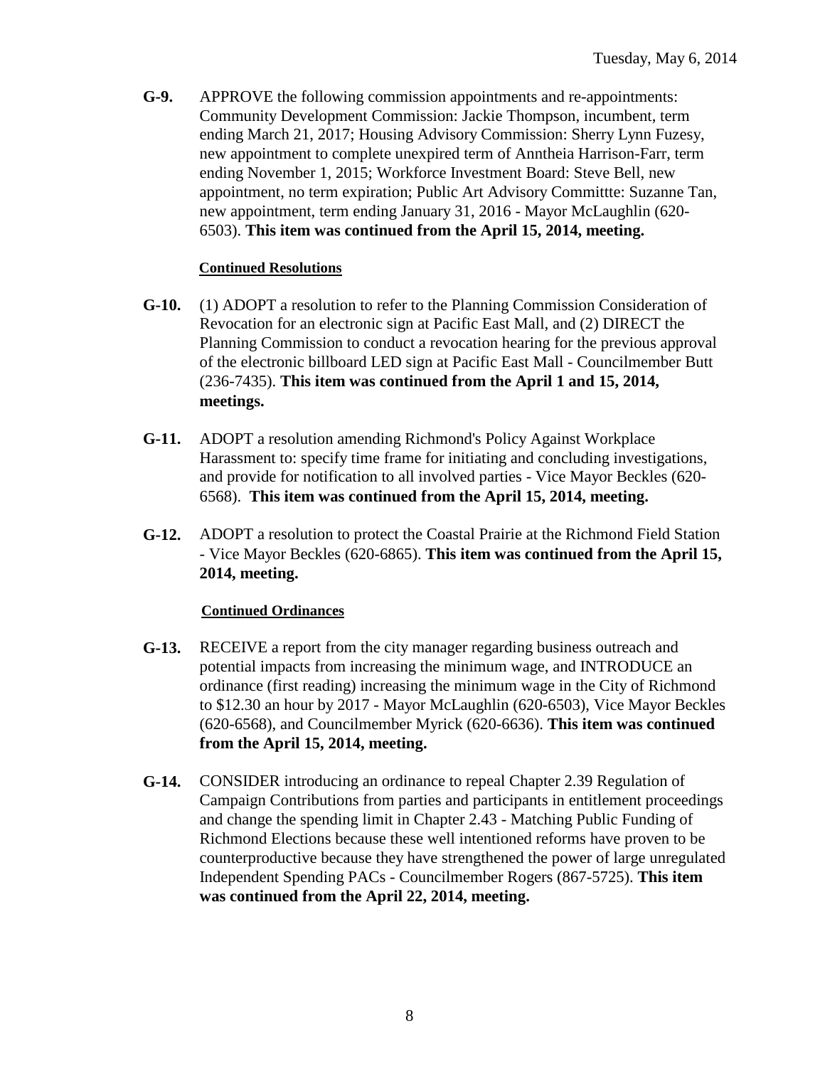**G-9.** APPROVE the following commission appointments and re-appointments: Community Development Commission: Jackie Thompson, incumbent, term ending March 21, 2017; Housing Advisory Commission: Sherry Lynn Fuzesy, new appointment to complete unexpired term of Anntheia Harrison-Farr, term ending November 1, 2015; Workforce Investment Board: Steve Bell, new appointment, no term expiration; Public Art Advisory Committte: Suzanne Tan, new appointment, term ending January 31, 2016 - Mayor McLaughlin (620-6503). **This item was continued from the April 15, 2014, meeting.**

**Continued Resolutions**

**G-10.** (1) ADOPT a resolution to refer to the Planning Commission Consideration of Revocation for an electronic sign at Pacific East Mall, and (2) DIRECT the Planning Commission to conduct a revocation hearing for the previous approval of the electronic billboard LED sign at Pacific East Mall - Councilmember Butt (236-7435). **This item was continued from the April 1 and 15, 2014, meetings.**

**G-11.** ADOPT a resolution amending Richmond's Policy Against Workplace Harassment to: specify time frame for initiating and concluding investigations, and provide for notification to all involved parties - Vice Mayor Beckles (620-6568). **This item was continued from the April 15, 2014, meeting.**

**G-12.** ADOPT a resolution to protect the Coastal Prairie at the Richmond Field Station - Vice Mayor Beckles (620-6865). **This item was continued from the April 15, 2014, meeting.**

**Continued Ordinances**

**G-13.** RECEIVE a report from the city manager regarding business outreach and potential impacts from increasing the minimum wage, and INTRODUCE an ordinance (first reading) increasing the minimum wage in the City of Richmond to $12.30 an hour by 2017 - Mayor McLaughlin (620-6503), Vice Mayor Beckles (620-6568), and Councilmember Myrick (620-6636). **This item was continued from the April 15, 2014, meeting.**

**G-14.** CONSIDER introducing an ordinance to repeal Chapter 2.39 Regulation of Campaign Contributions from parties and participants in entitlement proceedings and change the spending limit in Chapter 2.43 - Matching Public Funding of Richmond Elections because these well intentioned reforms have proven to be counterproductive because they have strengthened the power of large unregulated Independent Spending PACs - Councilmember Rogers (867-5725). **This item was continued from the April 22, 2014, meeting.**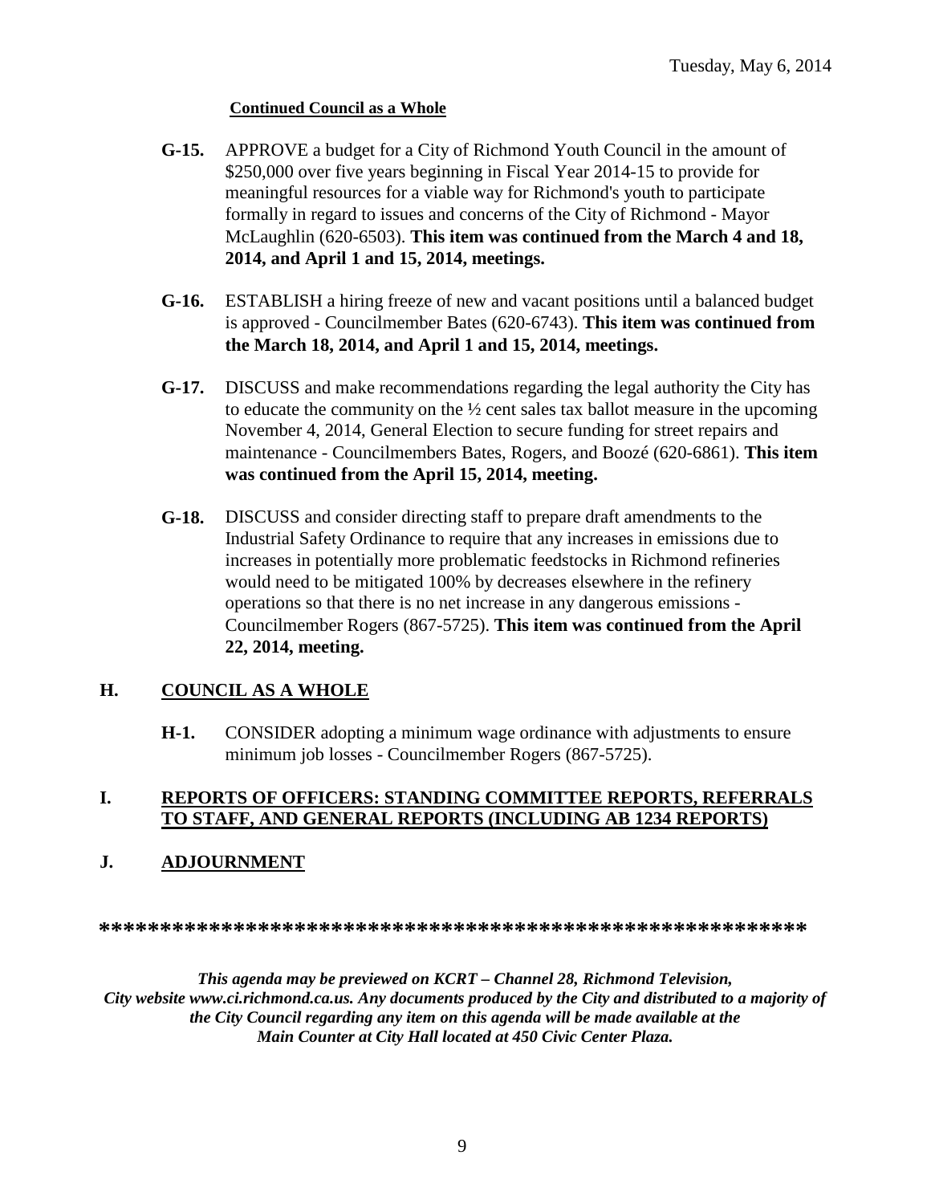**Continued Council as a Whole**

**G-15.** APPROVE a budget for a City of Richmond Youth Council in the amount of $250,000 over five years beginning in Fiscal Year 2014-15 to provide for meaningful resources for a viable way for Richmond's youth to participate formally in regard to issues and concerns of the City of Richmond - Mayor McLaughlin (620-6503). **This item was continued from the March 4 and 18, 2014, and April 1 and 15, 2014, meetings.**

**G-16.** ESTABLISH a hiring freeze of new and vacant positions until a balanced budget is approved - Councilmember Bates (620-6743). **This item was continued from the March 18, 2014, and April 1 and 15, 2014, meetings.**

**G-17.** DISCUSS and make recommendations regarding the legal authority the City has to educate the community on the ½ cent sales tax ballot measure in the upcoming November 4, 2014, General Election to secure funding for street repairs and maintenance - Councilmembers Bates, Rogers, and Boozé (620-6861). **This item was continued from the April 15, 2014, meeting.**

**G-18.** DISCUSS and consider directing staff to prepare draft amendments to the Industrial Safety Ordinance to require that any increases in emissions due to increases in potentially more problematic feedstocks in Richmond refineries would need to be mitigated 100% by decreases elsewhere in the refinery operations so that there is no net increase in any dangerous emissions - Councilmember Rogers (867-5725). **This item was continued from the April 22, 2014, meeting.**

## H. COUNCIL AS A WHOLE

**H-1.** CONSIDER adopting a minimum wage ordinance with adjustments to ensure minimum job losses - Councilmember Rogers (867-5725).

## I. REPORTS OF OFFICERS: STANDING COMMITTEE REPORTS, REFERRALS TO STAFF, AND GENERAL REPORTS (INCLUDING AB 1234 REPORTS)

## J. ADJOURNMENT

**********************************************************

***This agenda may be previewed on KCRT – Channel 28, Richmond Television, City website www.ci.richmond.ca.us. Any documents produced by the City and distributed to a majority of the City Council regarding any item on this agenda will be made available at the Main Counter at City Hall located at 450 Civic Center Plaza.***